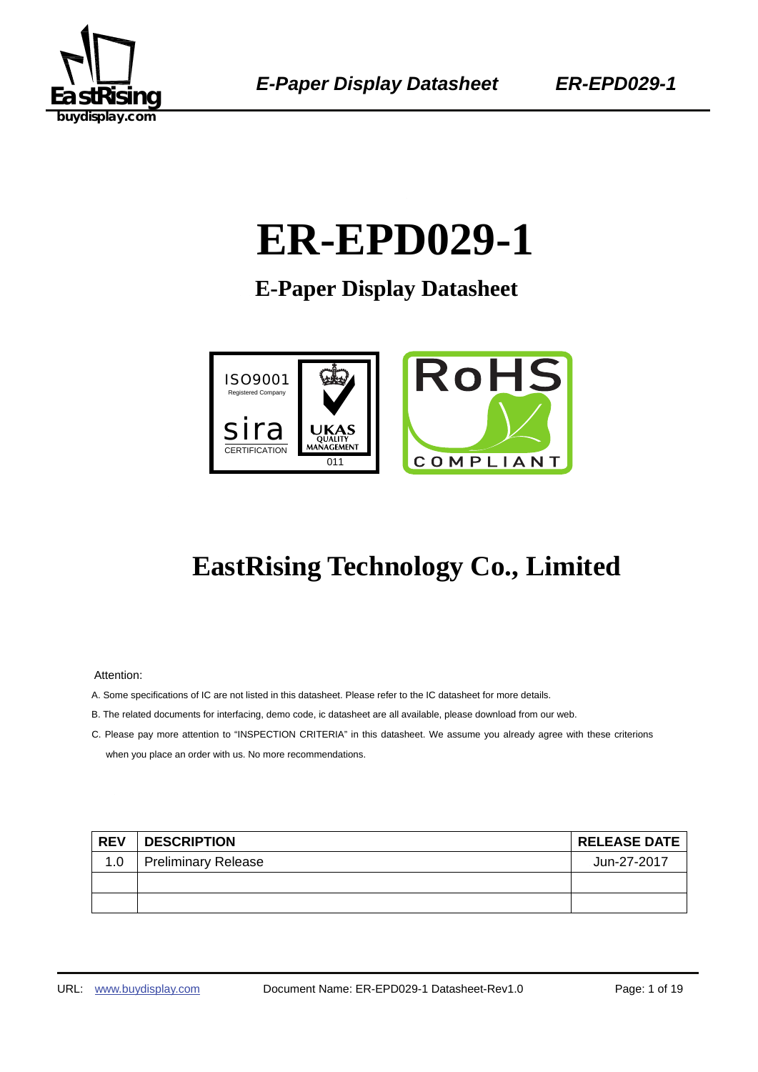# ER-EPD029-1

## E-Paper Display Datasheet

# EastRising Technology Co., Limited

Attention:

A. Some specifications of IC are not listed in this datasheet. Please refer to the IC datasheet for more details.

B. The related documents for interfacing, demo code, ic datasheet are all available, please download from our web.

C. Please pay more attention to "INSPECTION CRITERIA" in this datasheet. We assume you already agree with these criterions when you place an order with us. No more recommendations.

| REV | DESCRIPTION | RELEASE DATE |
|---|---|---|
| 1.0 | Preliminary Release | Jun-27-2017 |
| | | |
| | | |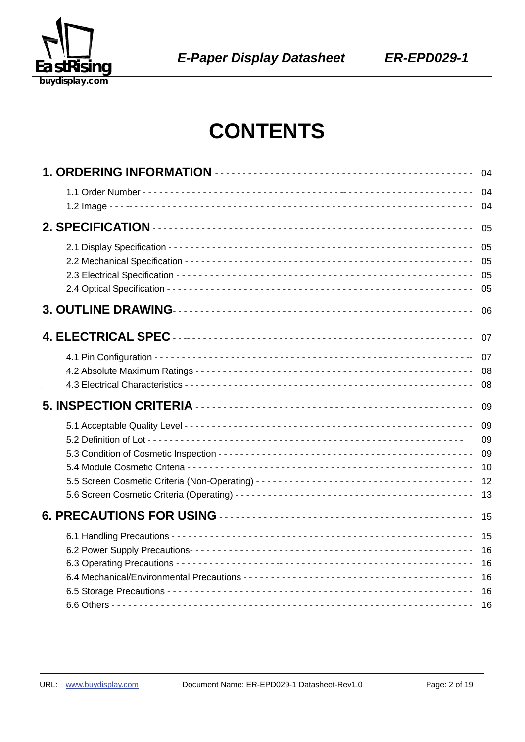# CONTENTS

| | |
|---|---|
| **1. ORDERING INFORMATION** | 04 |
| 1.1 Order Number | 04 |
| 1.2 Image | 04 |
| **2. SPECIFICATION** | 05 |
| 2.1 Display Specification | 05 |
| 2.2 Mechanical Specification | 05 |
| 2.3 Electrical Specification | 05 |
| 2.4 Optical Specification | 05 |
| **3. OUTLINE DRAWING** | 06 |
| **4. ELECTRICAL SPEC** | 07 |
| 4.1 Pin Configuration | 07 |
| 4.2 Absolute Maximum Ratings | 08 |
| 4.3 Electrical Characteristics | 08 |
| **5. INSPECTION CRITERIA** | 09 |
| 5.1 Acceptable Quality Level | 09 |
| 5.2 Definition of Lot | 09 |
| 5.3 Condition of Cosmetic Inspection | 09 |
| 5.4 Module Cosmetic Criteria | 10 |
| 5.5 Screen Cosmetic Criteria (Non-Operating) | 12 |
| 5.6 Screen Cosmetic Criteria (Operating) | 13 |
| **6. PRECAUTIONS FOR USING** | 15 |
| 6.1 Handling Precautions | 15 |
| 6.2 Power Supply Precautions | 16 |
| 6.3 Operating Precautions | 16 |
| 6.4 Mechanical/Environmental Precautions | 16 |
| 6.5 Storage Precautions | 16 |
| 6.6 Others | 16 |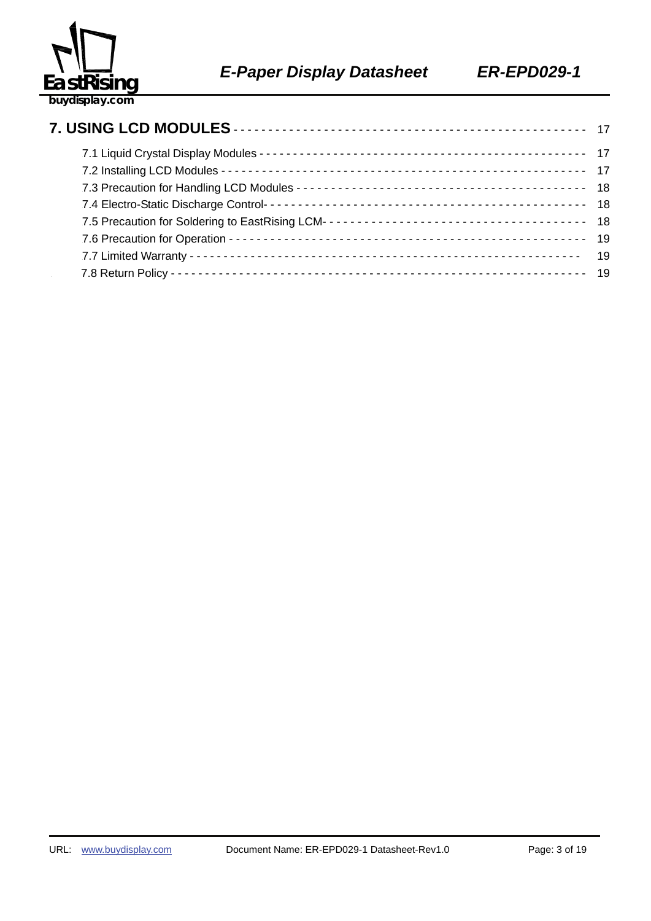**7. USING LCD MODULES** - - - - - - - - - - - - - - - - - - - - - - - - - - - - - - - - - - - - - - - - - - - - - - - - 17

7.1 Liquid Crystal Display Modules - - - - - - - - - - - - - - - - - - - - - - - - - - - - - - - - - - - - - - - - - - - - - - 17

7.2 Installing LCD Modules - - - - - - - - - - - - - - - - - - - - - - - - - - - - - - - - - - - - - - - - - - - - - - - - - - - - 17

7.3 Precaution for Handling LCD Modules - - - - - - - - - - - - - - - - - - - - - - - - - - - - - - - - - - - - - - - - - 18

7.4 Electro-Static Discharge Control- - - - - - - - - - - - - - - - - - - - - - - - - - - - - - - - - - - - - - - - - - - - - - 18

7.5 Precaution for Soldering to EastRising LCM- - - - - - - - - - - - - - - - - - - - - - - - - - - - - - - - - - - - - 18

7.6 Precaution for Operation - - - - - - - - - - - - - - - - - - - - - - - - - - - - - - - - - - - - - - - - - - - - - - - - - - - 19

7.7 Limited Warranty - - - - - - - - - - - - - - - - - - - - - - - - - - - - - - - - - - - - - - - - - - - - - - - - - - - - - - - - - 19

7.8 Return Policy - - - - - - - - - - - - - - - - - - - - - - - - - - - - - - - - - - - - - - - - - - - - - - - - - - - - - - - - - - - 19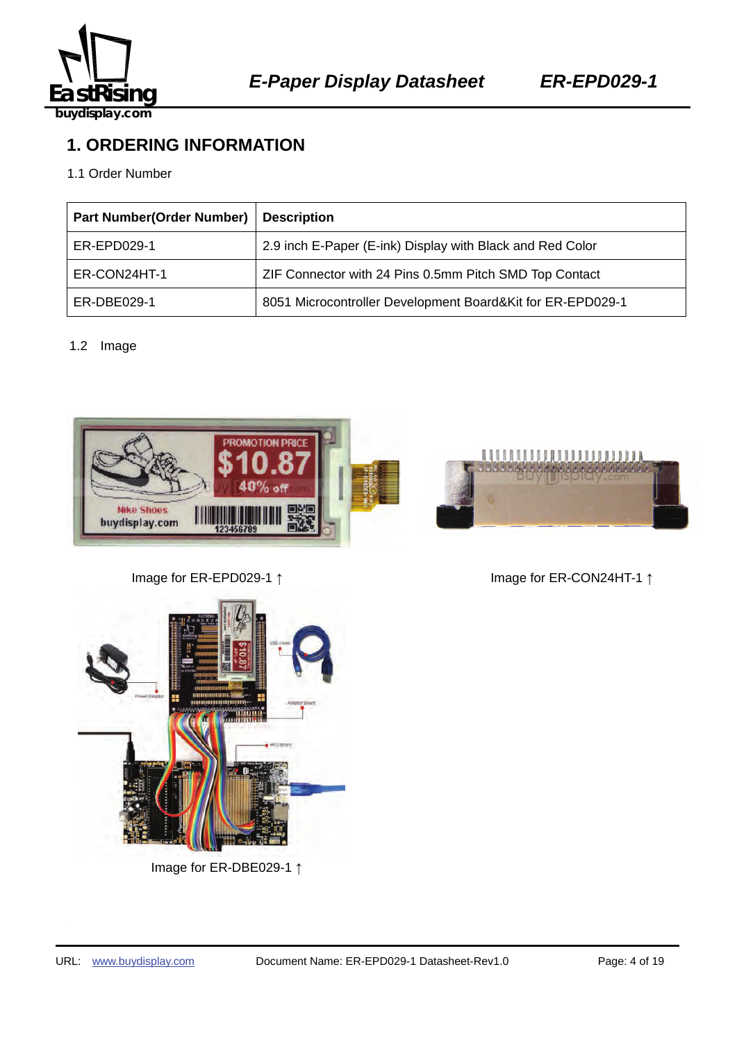# 1. ORDERING INFORMATION

1.1 Order Number

| Part Number(Order Number) | Description |
|---|---|
| ER-EPD029-1 | 2.9 inch E-Paper (E-ink) Display with Black and Red Color |
| ER-CON24HT-1 | ZIF Connector with 24 Pins 0.5mm Pitch SMD Top Contact |
| ER-DBE029-1 | 8051 Microcontroller Development Board&Kit for ER-EPD029-1 |

1.2 Image

Image for ER-EPD029-1 ↑

Image for ER-CON24HT-1 ↑

Image for ER-DBE029-1 ↑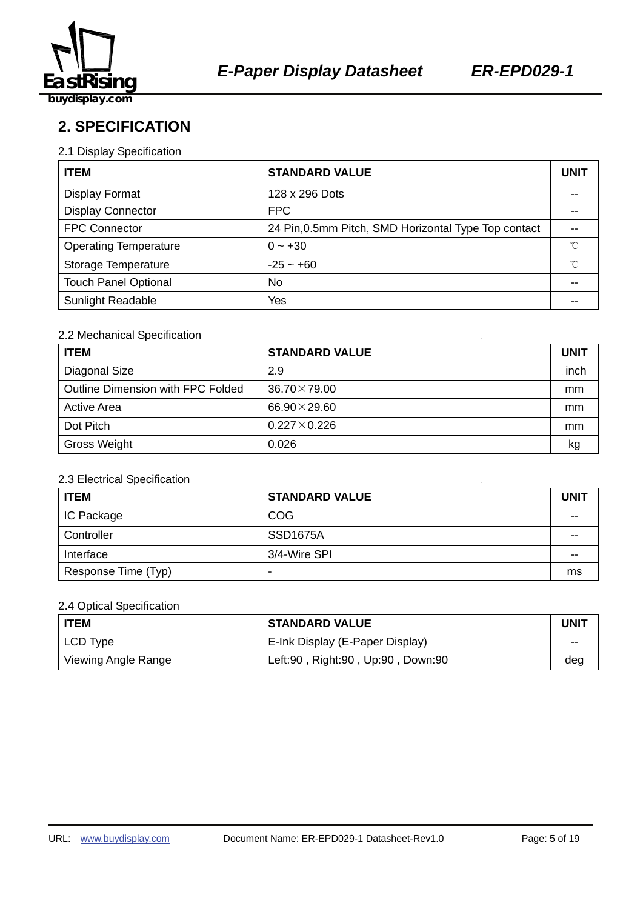## 2. SPECIFICATION

### 2.1 Display Specification

| ITEM | STANDARD VALUE | UNIT |
|---|---|---|
| Display Format | 128 x 296 Dots | -- |
| Display Connector | FPC | -- |
| FPC Connector | 24 Pin,0.5mm Pitch, SMD Horizontal Type Top contact | -- |
| Operating Temperature | 0 ~ +30 | ℃ |
| Storage Temperature | -25 ~ +60 | ℃ |
| Touch Panel Optional | No | -- |
| Sunlight Readable | Yes | -- |

### 2.2 Mechanical Specification

| ITEM | STANDARD VALUE | UNIT |
|---|---|---|
| Diagonal Size | 2.9 | inch |
| Outline Dimension with FPC Folded | 36.70×79.00 | mm |
| Active Area | 66.90×29.60 | mm |
| Dot Pitch | 0.227×0.226 | mm |
| Gross Weight | 0.026 | kg |

### 2.3 Electrical Specification

| ITEM | STANDARD VALUE | UNIT |
|---|---|---|
| IC Package | COG | -- |
| Controller | SSD1675A | -- |
| Interface | 3/4-Wire SPI | -- |
| Response Time (Typ) | - | ms |

### 2.4 Optical Specification

| ITEM | STANDARD VALUE | UNIT |
|---|---|---|
| LCD Type | E-Ink Display (E-Paper Display) | -- |
| Viewing Angle Range | Left:90 , Right:90 , Up:90 , Down:90 | deg |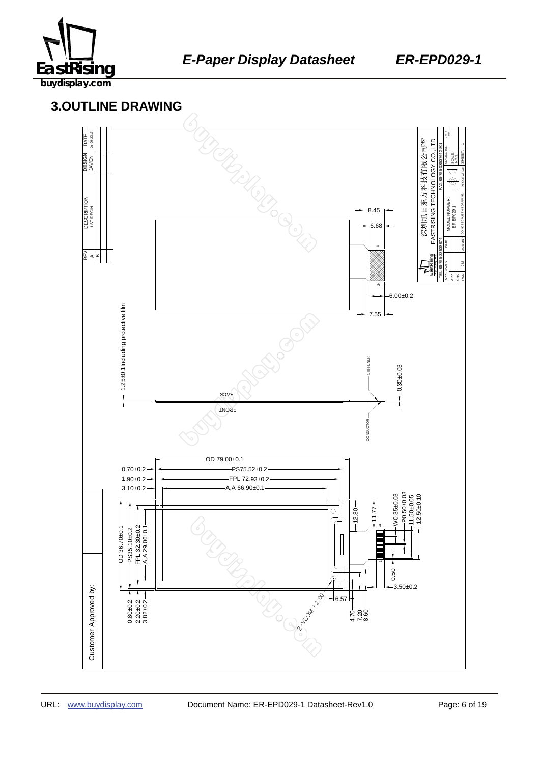## 3.OUTLINE DRAWING

| REV | DESCRIPTION | DESIGN | DATE |
|---|---|---|---|
| A | 1'ST DESIGN | JAVEN | Jul-09-2017 |
| B | | | |

8.45
6.68
6.00±0.2
7.55

1.25±0.1Including protective film

BACK
FRONT
STIFFENER
CONDUCTOR
0.30±0.03

OD 79.00±0.1
0.70±0.2 PS75.52±0.2
1.90±0.2 FPL 72.93±0.2
3.10±0.2 A,A 66.90±0.1

OD 36.70±0.1
PS35.10±0.2
FPL 32.30±0.2
A,A 29.06±0.1

12.80
11.77
W0.35±0.03
P0.50±0.03
11.50±0.05
12.50±0.10
0.50
3.50±0.2
6.57
4.70
7.20
8.60
0.80±0.2
2.20±0.2
3.82±0.2
2-VCOM ? 2.00

深圳旭日东方科技有限公司
EASTRISING TECHNOLOGY CO.,LTD
TEL:86-755-33503874 FAX:86-755-33507642-801

MODEL NUMBER: ER-EPD029-1

| APPROVALS | DATE |
|---|---|
| APP | |
| CHK | |
| DWN | JIM |

GENERAL TOL.
SCALE: N.T.S.
UNITS: mm
PROJECTION
SHEET: 1
DO NOT SCALE THIS DRAWING

Customer Approved by: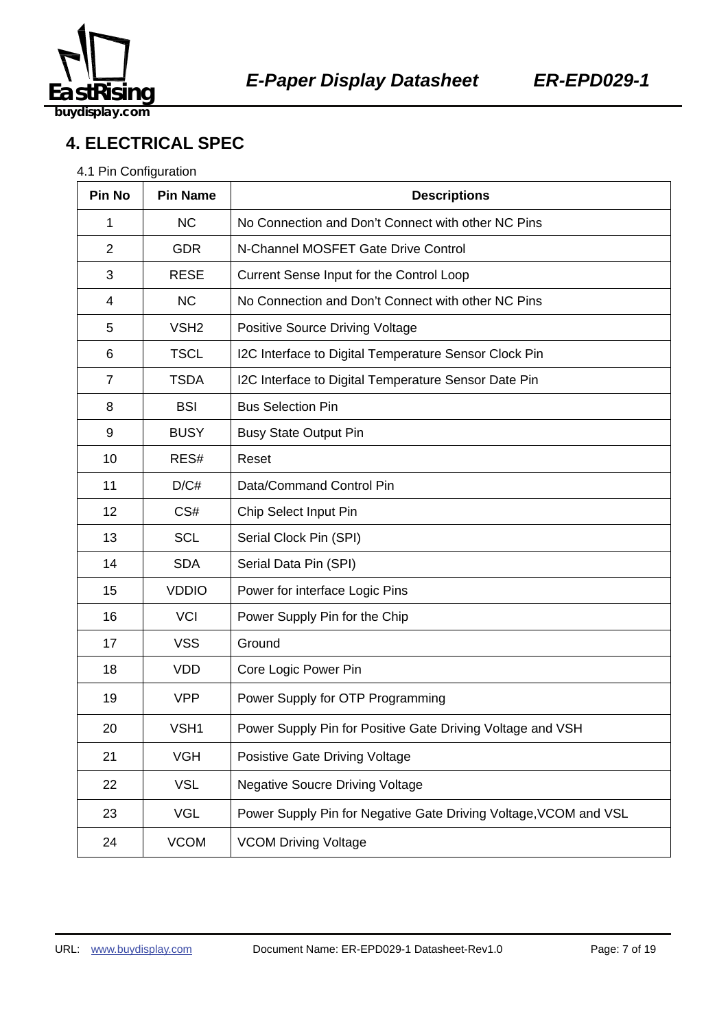## 4. ELECTRICAL SPEC

4.1 Pin Configuration

| Pin No | Pin Name | Descriptions |
|---|---|---|
| 1 | NC | No Connection and Don't Connect with other NC Pins |
| 2 | GDR | N-Channel MOSFET Gate Drive Control |
| 3 | RESE | Current Sense Input for the Control Loop |
| 4 | NC | No Connection and Don't Connect with other NC Pins |
| 5 | VSH2 | Positive Source Driving Voltage |
| 6 | TSCL | I2C Interface to Digital Temperature Sensor Clock Pin |
| 7 | TSDA | I2C Interface to Digital Temperature Sensor Date Pin |
| 8 | BSI | Bus Selection Pin |
| 9 | BUSY | Busy State Output Pin |
| 10 | RES# | Reset |
| 11 | D/C# | Data/Command Control Pin |
| 12 | CS# | Chip Select Input Pin |
| 13 | SCL | Serial Clock Pin (SPI) |
| 14 | SDA | Serial Data Pin (SPI) |
| 15 | VDDIO | Power for interface Logic Pins |
| 16 | VCI | Power Supply Pin for the Chip |
| 17 | VSS | Ground |
| 18 | VDD | Core Logic Power Pin |
| 19 | VPP | Power Supply for OTP Programming |
| 20 | VSH1 | Power Supply Pin for Positive Gate Driving Voltage and VSH |
| 21 | VGH | Posistive Gate Driving Voltage |
| 22 | VSL | Negative Soucre Driving Voltage |
| 23 | VGL | Power Supply Pin for Negative Gate Driving Voltage,VCOM and VSL |
| 24 | VCOM | VCOM Driving Voltage |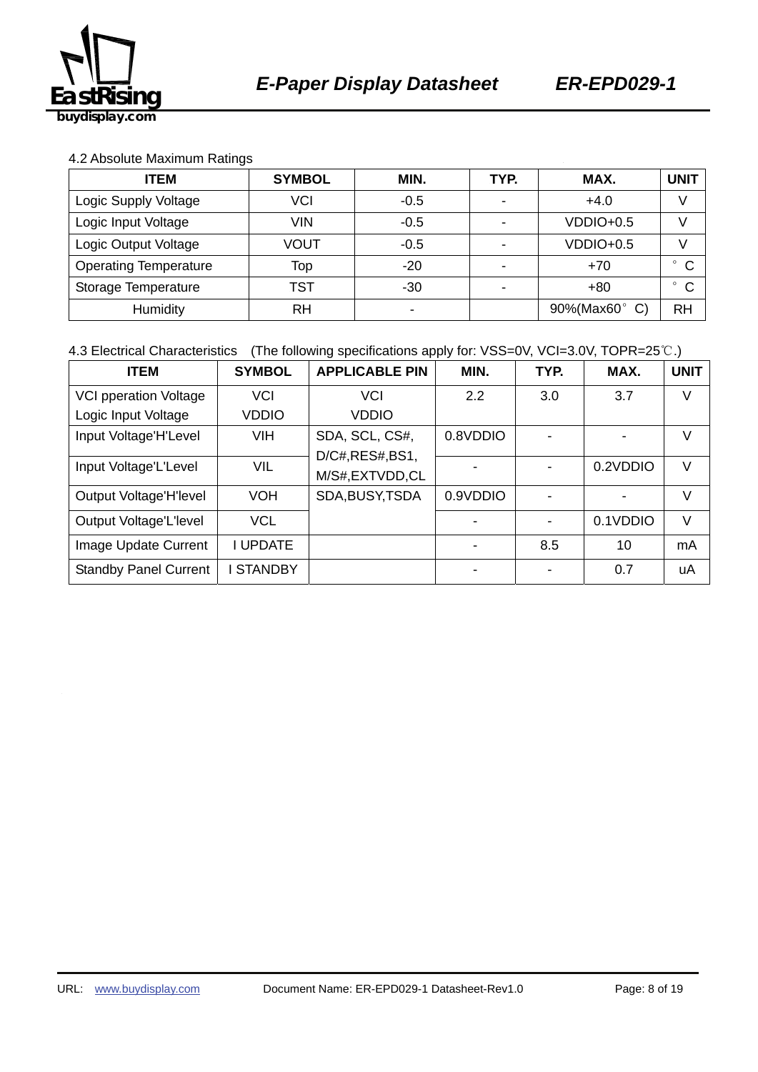4.2 Absolute Maximum Ratings

| ITEM | SYMBOL | MIN. | TYP. | MAX. | UNIT |
|---|---|---|---|---|---|
| Logic Supply Voltage | VCI | -0.5 | - | +4.0 | V |
| Logic Input Voltage | VIN | -0.5 | - | VDDIO+0.5 | V |
| Logic Output Voltage | VOUT | -0.5 | - | VDDIO+0.5 | V |
| Operating Temperature | Top | -20 | - | +70 | ° C |
| Storage Temperature | TST | -30 | - | +80 | ° C |
| Humidity | RH | - | | 90%(Max60° C) | RH |

4.3 Electrical Characteristics (The following specifications apply for: VSS=0V, VCI=3.0V, TOPR=25℃.)

| ITEM | SYMBOL | APPLICABLE PIN | MIN. | TYP. | MAX. | UNIT |
|---|---|---|---|---|---|---|
| VCI pperation Voltage<br>Logic Input Voltage | VCI<br>VDDIO | VCI<br>VDDIO | 2.2 | 3.0 | 3.7 | V |
| Input Voltage'H'Level | VIH | SDA, SCL, CS#, D/C#,RES#,BS1, M/S#,EXTVDD,CL | 0.8VDDIO | - | - | V |
| Input Voltage'L'Level | VIL | | - | - | 0.2VDDIO | V |
| Output Voltage'H'level | VOH | SDA,BUSY,TSDA | 0.9VDDIO | - | - | V |
| Output Voltage'L'level | VCL | | - | - | 0.1VDDIO | V |
| Image Update Current | I UPDATE | | - | 8.5 | 10 | mA |
| Standby Panel Current | I STANDBY | | - | - | 0.7 | uA |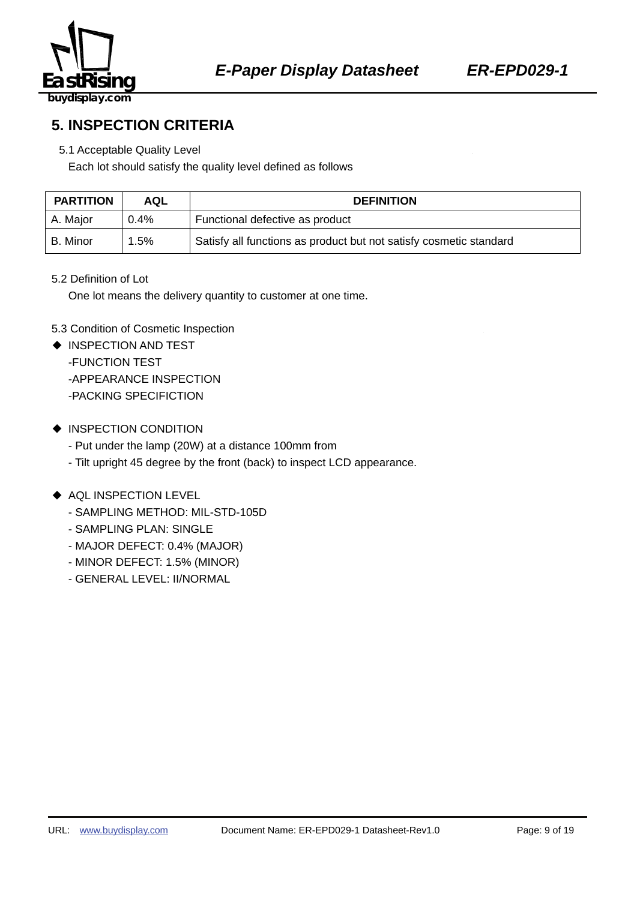## 5. INSPECTION CRITERIA

5.1 Acceptable Quality Level

Each lot should satisfy the quality level defined as follows

| PARTITION | AQL | DEFINITION |
|---|---|---|
| A. Major | 0.4% | Functional defective as product |
| B. Minor | 1.5% | Satisfy all functions as product but not satisfy cosmetic standard |

5.2 Definition of Lot

One lot means the delivery quantity to customer at one time.

5.3 Condition of Cosmetic Inspection

◆ INSPECTION AND TEST

-FUNCTION TEST

-APPEARANCE INSPECTION

-PACKING SPECIFICTION

◆ INSPECTION CONDITION

- Put under the lamp (20W) at a distance 100mm from
- Tilt upright 45 degree by the front (back) to inspect LCD appearance.

◆ AQL INSPECTION LEVEL

- SAMPLING METHOD: MIL-STD-105D
- SAMPLING PLAN: SINGLE
- MAJOR DEFECT: 0.4% (MAJOR)
- MINOR DEFECT: 1.5% (MINOR)
- GENERAL LEVEL: II/NORMAL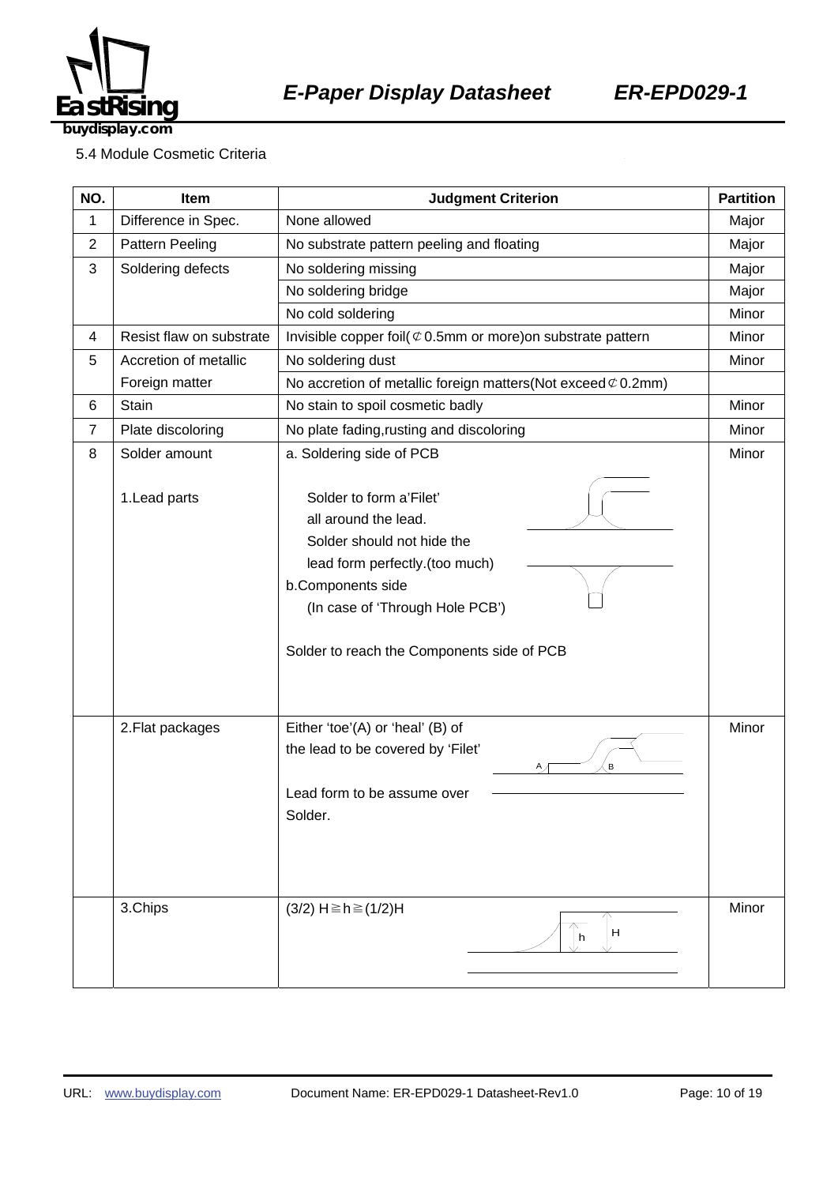5.4 Module Cosmetic Criteria

| NO. | Item | Judgment Criterion | Partition |
|---|---|---|---|
| 1 | Difference in Spec. | None allowed | Major |
| 2 | Pattern Peeling | No substrate pattern peeling and floating | Major |
| 3 | Soldering defects | No soldering missing | Major |
| | | No soldering bridge | Major |
| | | No cold soldering | Minor |
| 4 | Resist flaw on substrate | Invisible copper foil(⊄0.5mm or more)on substrate pattern | Minor |
| 5 | Accretion of metallic Foreign matter | No soldering dust | Minor |
| | | No accretion of metallic foreign matters(Not exceed⊄0.2mm) | |
| 6 | Stain | No stain to spoil cosmetic badly | Minor |
| 7 | Plate discoloring | No plate fading,rusting and discoloring | Minor |
| 8 | Solder amount<br><br>1.Lead parts | a. Soldering side of PCB<br><br>Solder to form a'Filet' all around the lead.<br>Solder should not hide the lead form perfectly.(too much)<br>b.Components side<br>(In case of 'Through Hole PCB')<br><br>Solder to reach the Components side of PCB | Minor |
| | 2.Flat packages | Either 'toe'(A) or 'heal' (B) of the lead to be covered by 'Filet'<br><br>Lead form to be assume over Solder. | Minor |
| | 3.Chips | (3/2) H≧h≧(1/2)H | Minor |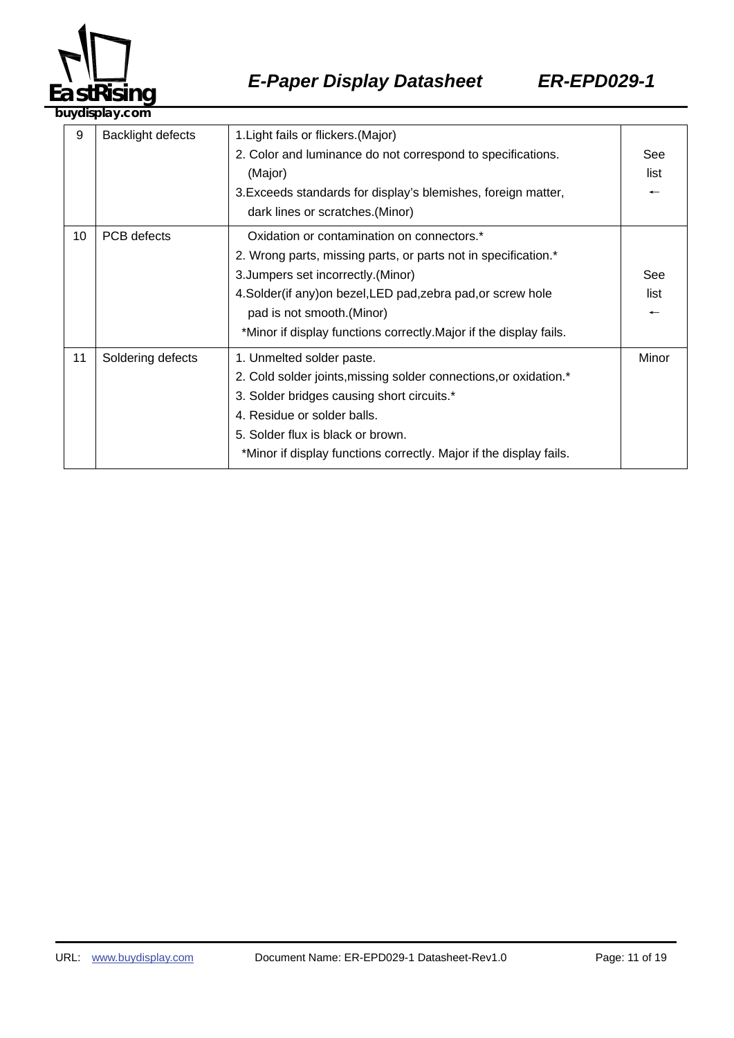| 9 | Backlight defects | 1.Light fails or flickers.(Major)<br>2. Color and luminance do not correspond to specifications. (Major)<br>3.Exceeds standards for display's blemishes, foreign matter, dark lines or scratches.(Minor) | See list ← |
|---|---|---|---|
| 10 | PCB defects | Oxidation or contamination on connectors.*<br>2. Wrong parts, missing parts, or parts not in specification.*<br>3.Jumpers set incorrectly.(Minor)<br>4.Solder(if any)on bezel,LED pad,zebra pad,or screw hole pad is not smooth.(Minor)<br>*Minor if display functions correctly.Major if the display fails. | See list ← |
| 11 | Soldering defects | 1. Unmelted solder paste.<br>2. Cold solder joints,missing solder connections,or oxidation.*<br>3. Solder bridges causing short circuits.*<br>4. Residue or solder balls.<br>5. Solder flux is black or brown.<br>*Minor if display functions correctly. Major if the display fails. | Minor |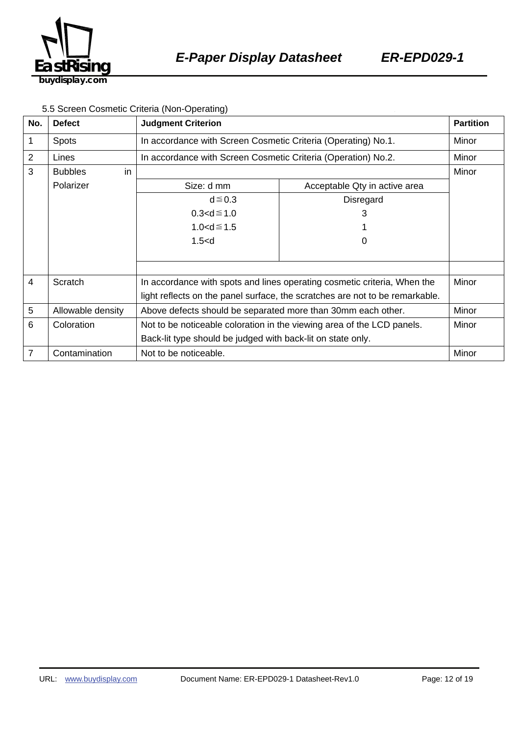5.5 Screen Cosmetic Criteria (Non-Operating)

| No. | Defect | Judgment Criterion | | Partition |
|---|---|---|---|---|
| 1 | Spots | In accordance with Screen Cosmetic Criteria (Operating) No.1. | | Minor |
| 2 | Lines | In accordance with Screen Cosmetic Criteria (Operation) No.2. | | Minor |
| 3 | Bubbles in Polarizer | Size: d mm | Acceptable Qty in active area | Minor |
| | | d≦0.3 | Disregard | |
| | | 0.3<d≦1.0 | 3 | |
| | | 1.0<d≦1.5 | 1 | |
| | | 1.5<d | 0 | |
| 4 | Scratch | In accordance with spots and lines operating cosmetic criteria, When the light reflects on the panel surface, the scratches are not to be remarkable. | | Minor |
| 5 | Allowable density | Above defects should be separated more than 30mm each other. | | Minor |
| 6 | Coloration | Not to be noticeable coloration in the viewing area of the LCD panels. Back-lit type should be judged with back-lit on state only. | | Minor |
| 7 | Contamination | Not to be noticeable. | | Minor |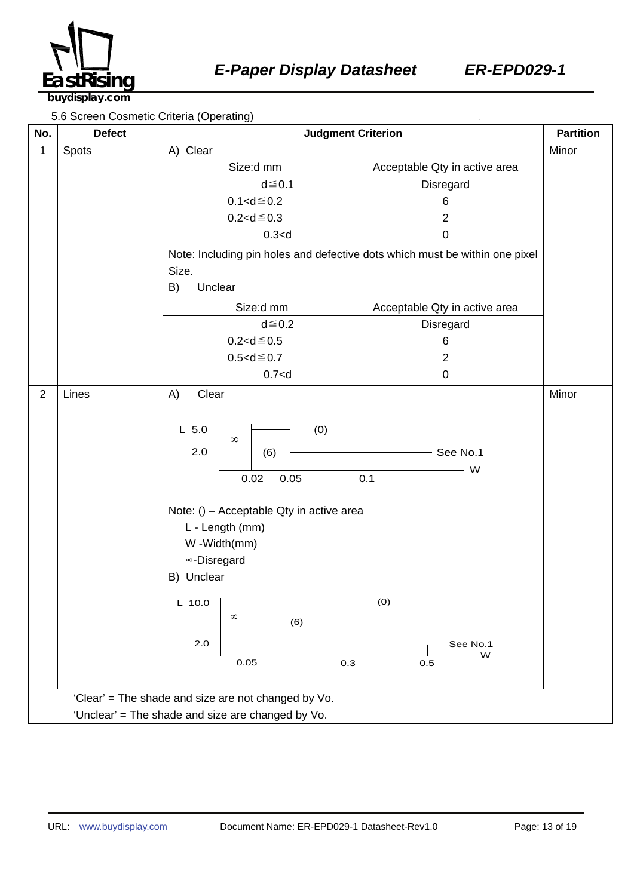5.6 Screen Cosmetic Criteria (Operating)

| No. | Defect | Judgment Criterion | Partition |
|---|---|---|---|
| 1 | Spots | A) Clear | Minor |
| | | Size:d mm / Acceptable Qty in active area<br>d≦0.1 : Disregard<br>0.1<d≦0.2 : 6<br>0.2<d≦0.3 : 2<br>0.3<d : 0 | |
| | | Note: Including pin holes and defective dots which must be within one pixel Size. | |
| | | B) Unclear | |
| | | Size:d mm / Acceptable Qty in active area<br>d≦0.2 : Disregard<br>0.2<d≦0.5 : 6<br>0.5<d≦0.7 : 2<br>0.7<d : 0 | |
| 2 | Lines | A) Clear | Minor |
| | | L 5.0, 2.0; W 0.02, 0.05, 0.1<br>W≦0.02: (∞); 0.02<W≦0.05, L≦5.0: (6); L>5.0: (0); 0.05<W≦0.1, L>2.0: (0); W>0.1: See No.1 | |
| | | Note: () – Acceptable Qty in active area<br>L - Length (mm)<br>W -Width(mm)<br>∞-Disregard | |
| | | B) Unclear | |
| | | L 10.0, 2.0; W 0.05, 0.3, 0.5<br>W≦0.05: (∞); 0.05<W≦0.3, L≦10.0: (6); L>10.0: (0); 0.3<W≦0.5, L>2.0: (0); W>0.5: See No.1 | |

'Clear' = The shade and size are not changed by Vo.
'Unclear' = The shade and size are changed by Vo.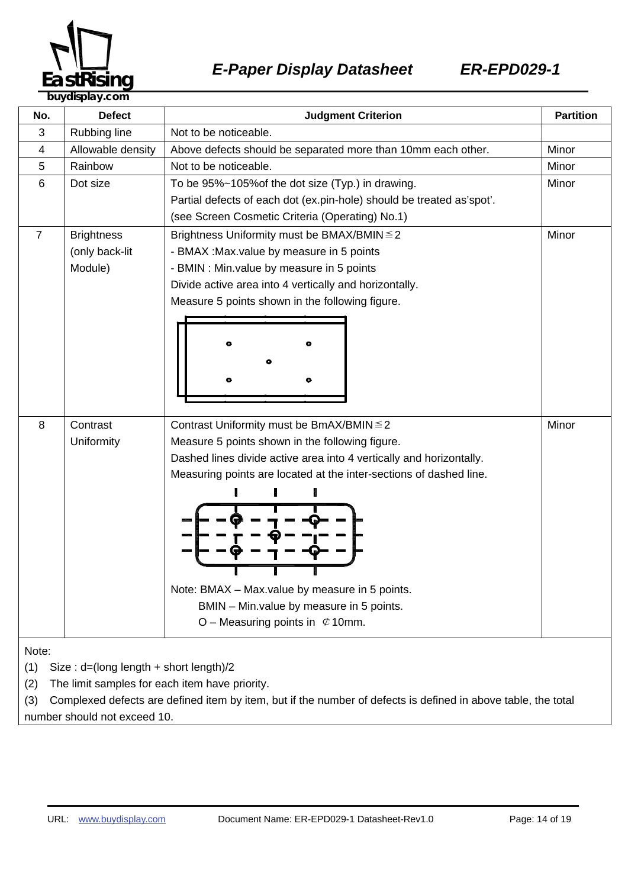| No. | Defect | Judgment Criterion | Partition |
|---|---|---|---|
| 3 | Rubbing line | Not to be noticeable. | |
| 4 | Allowable density | Above defects should be separated more than 10mm each other. | Minor |
| 5 | Rainbow | Not to be noticeable. | Minor |
| 6 | Dot size | To be 95%~105%of the dot size (Typ.) in drawing.<br>Partial defects of each dot (ex.pin-hole) should be treated as'spot'.<br>(see Screen Cosmetic Criteria (Operating) No.1) | Minor |
| 7 | Brightness (only back-lit Module) | Brightness Uniformity must be BMAX/BMIN≦2<br>- BMAX :Max.value by measure in 5 points<br>- BMIN : Min.value by measure in 5 points<br>Divide active area into 4 vertically and horizontally.<br>Measure 5 points shown in the following figure. | Minor |
| 8 | Contrast Uniformity | Contrast Uniformity must be BmAX/BMIN≦2<br>Measure 5 points shown in the following figure.<br>Dashed lines divide active area into 4 vertically and horizontally.<br>Measuring points are located at the inter-sections of dashed line.<br>Note: BMAX – Max.value by measure in 5 points.<br>BMIN – Min.value by measure in 5 points.<br>O – Measuring points in ⊄10mm. | Minor |

Note:

(1) Size : d=(long length + short length)/2

(2) The limit samples for each item have priority.

(3) Complexed defects are defined item by item, but if the number of defects is defined in above table, the total number should not exceed 10.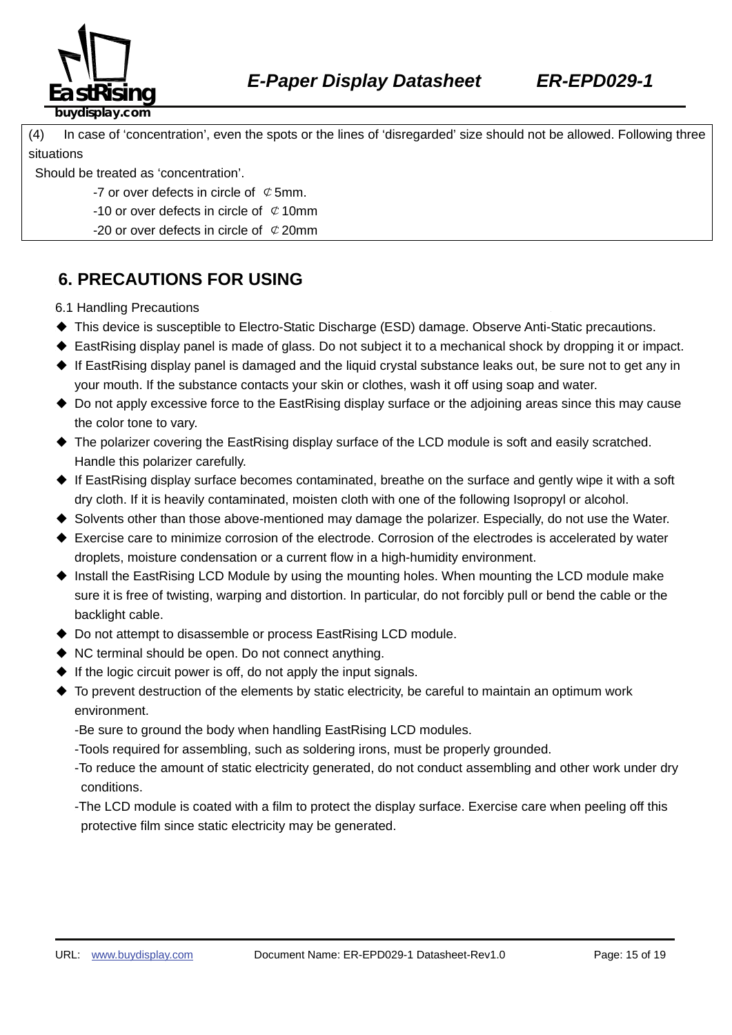(4) In case of 'concentration', even the spots or the lines of 'disregarded' size should not be allowed. Following three situations

Should be treated as 'concentration'.

-7 or over defects in circle of ¢5mm.

-10 or over defects in circle of ¢10mm

-20 or over defects in circle of ¢20mm

## 6. PRECAUTIONS FOR USING

6.1 Handling Precautions

- This device is susceptible to Electro-Static Discharge (ESD) damage. Observe Anti-Static precautions.
- EastRising display panel is made of glass. Do not subject it to a mechanical shock by dropping it or impact.
- If EastRising display panel is damaged and the liquid crystal substance leaks out, be sure not to get any in your mouth. If the substance contacts your skin or clothes, wash it off using soap and water.
- Do not apply excessive force to the EastRising display surface or the adjoining areas since this may cause the color tone to vary.
- The polarizer covering the EastRising display surface of the LCD module is soft and easily scratched. Handle this polarizer carefully.
- If EastRising display surface becomes contaminated, breathe on the surface and gently wipe it with a soft dry cloth. If it is heavily contaminated, moisten cloth with one of the following Isopropyl or alcohol.
- Solvents other than those above-mentioned may damage the polarizer. Especially, do not use the Water.
- Exercise care to minimize corrosion of the electrode. Corrosion of the electrodes is accelerated by water droplets, moisture condensation or a current flow in a high-humidity environment.
- Install the EastRising LCD Module by using the mounting holes. When mounting the LCD module make sure it is free of twisting, warping and distortion. In particular, do not forcibly pull or bend the cable or the backlight cable.
- Do not attempt to disassemble or process EastRising LCD module.
- NC terminal should be open. Do not connect anything.
- If the logic circuit power is off, do not apply the input signals.
- To prevent destruction of the elements by static electricity, be careful to maintain an optimum work environment.

  -Be sure to ground the body when handling EastRising LCD modules.

  -Tools required for assembling, such as soldering irons, must be properly grounded.

  -To reduce the amount of static electricity generated, do not conduct assembling and other work under dry conditions.

  -The LCD module is coated with a film to protect the display surface. Exercise care when peeling off this protective film since static electricity may be generated.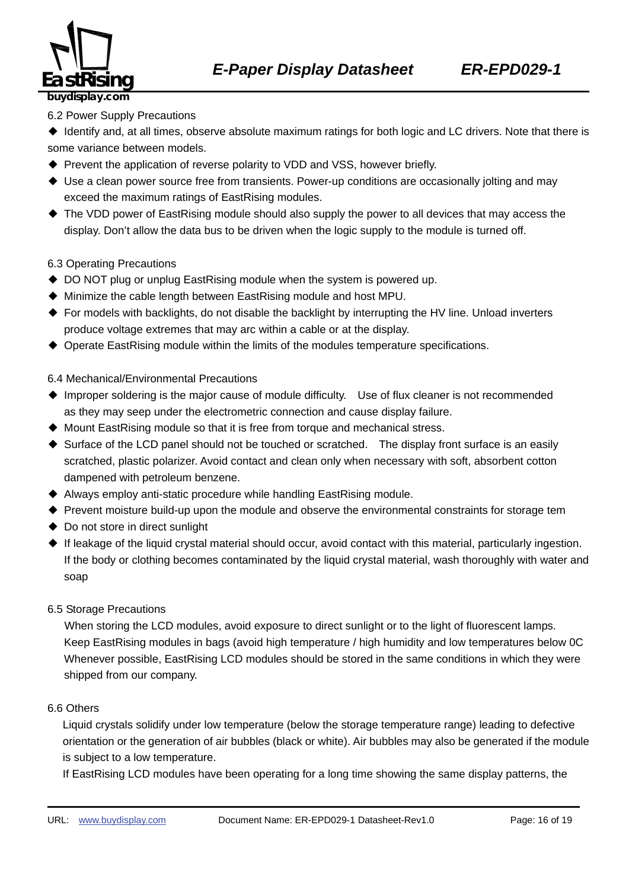6.2 Power Supply Precautions

- Identify and, at all times, observe absolute maximum ratings for both logic and LC drivers. Note that there is some variance between models.
- Prevent the application of reverse polarity to VDD and VSS, however briefly.
- Use a clean power source free from transients. Power-up conditions are occasionally jolting and may exceed the maximum ratings of EastRising modules.
- The VDD power of EastRising module should also supply the power to all devices that may access the display. Don't allow the data bus to be driven when the logic supply to the module is turned off.

6.3 Operating Precautions

- DO NOT plug or unplug EastRising module when the system is powered up.
- Minimize the cable length between EastRising module and host MPU.
- For models with backlights, do not disable the backlight by interrupting the HV line. Unload inverters produce voltage extremes that may arc within a cable or at the display.
- Operate EastRising module within the limits of the modules temperature specifications.

6.4 Mechanical/Environmental Precautions

- Improper soldering is the major cause of module difficulty. Use of flux cleaner is not recommended as they may seep under the electrometric connection and cause display failure.
- Mount EastRising module so that it is free from torque and mechanical stress.
- Surface of the LCD panel should not be touched or scratched. The display front surface is an easily scratched, plastic polarizer. Avoid contact and clean only when necessary with soft, absorbent cotton dampened with petroleum benzene.
- Always employ anti-static procedure while handling EastRising module.
- Prevent moisture build-up upon the module and observe the environmental constraints for storage tem
- Do not store in direct sunlight
- If leakage of the liquid crystal material should occur, avoid contact with this material, particularly ingestion. If the body or clothing becomes contaminated by the liquid crystal material, wash thoroughly with water and soap

6.5 Storage Precautions

When storing the LCD modules, avoid exposure to direct sunlight or to the light of fluorescent lamps. Keep EastRising modules in bags (avoid high temperature / high humidity and low temperatures below 0C Whenever possible, EastRising LCD modules should be stored in the same conditions in which they were shipped from our company.

6.6 Others

Liquid crystals solidify under low temperature (below the storage temperature range) leading to defective orientation or the generation of air bubbles (black or white). Air bubbles may also be generated if the module is subject to a low temperature.

If EastRising LCD modules have been operating for a long time showing the same display patterns, the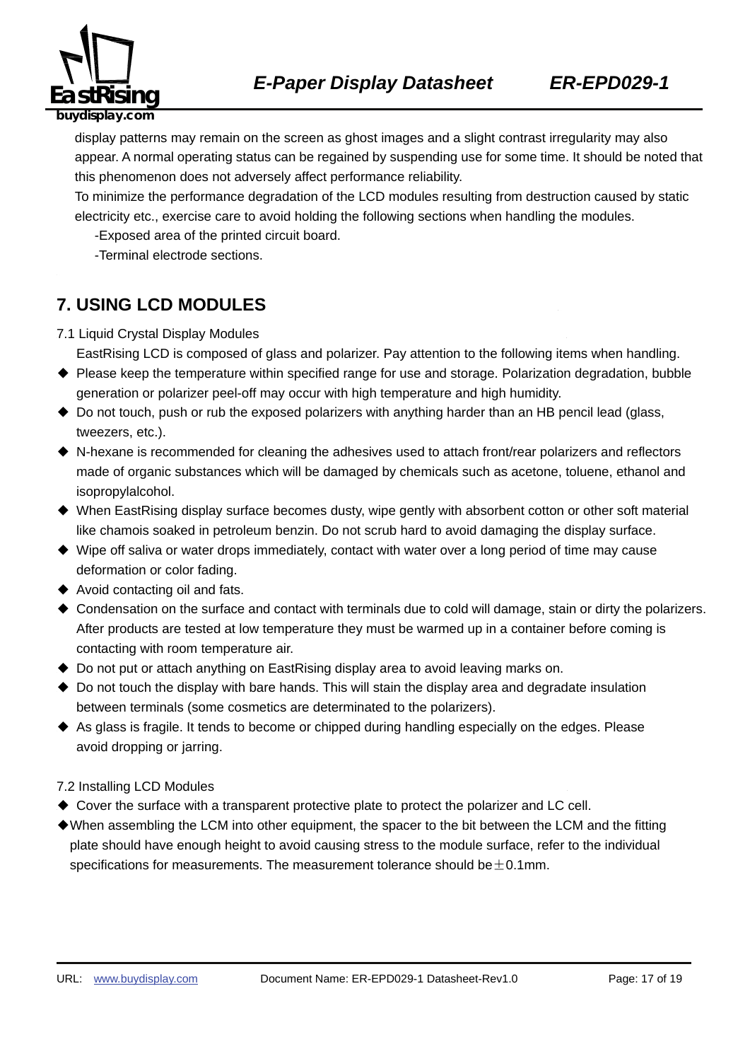display patterns may remain on the screen as ghost images and a slight contrast irregularity may also appear. A normal operating status can be regained by suspending use for some time. It should be noted that this phenomenon does not adversely affect performance reliability.

To minimize the performance degradation of the LCD modules resulting from destruction caused by static electricity etc., exercise care to avoid holding the following sections when handling the modules.

-Exposed area of the printed circuit board.

-Terminal electrode sections.

## 7. USING LCD MODULES

7.1 Liquid Crystal Display Modules

EastRising LCD is composed of glass and polarizer. Pay attention to the following items when handling.

- ◆ Please keep the temperature within specified range for use and storage. Polarization degradation, bubble generation or polarizer peel-off may occur with high temperature and high humidity.
- ◆ Do not touch, push or rub the exposed polarizers with anything harder than an HB pencil lead (glass, tweezers, etc.).
- ◆ N-hexane is recommended for cleaning the adhesives used to attach front/rear polarizers and reflectors made of organic substances which will be damaged by chemicals such as acetone, toluene, ethanol and isopropylalcohol.
- ◆ When EastRising display surface becomes dusty, wipe gently with absorbent cotton or other soft material like chamois soaked in petroleum benzin. Do not scrub hard to avoid damaging the display surface.
- ◆ Wipe off saliva or water drops immediately, contact with water over a long period of time may cause deformation or color fading.
- ◆ Avoid contacting oil and fats.
- ◆ Condensation on the surface and contact with terminals due to cold will damage, stain or dirty the polarizers. After products are tested at low temperature they must be warmed up in a container before coming is contacting with room temperature air.
- ◆ Do not put or attach anything on EastRising display area to avoid leaving marks on.
- ◆ Do not touch the display with bare hands. This will stain the display area and degradate insulation between terminals (some cosmetics are determinated to the polarizers).
- ◆ As glass is fragile. It tends to become or chipped during handling especially on the edges. Please avoid dropping or jarring.

7.2 Installing LCD Modules

- ◆ Cover the surface with a transparent protective plate to protect the polarizer and LC cell.
- ◆ When assembling the LCM into other equipment, the spacer to the bit between the LCM and the fitting plate should have enough height to avoid causing stress to the module surface, refer to the individual specifications for measurements. The measurement tolerance should be ±0.1mm.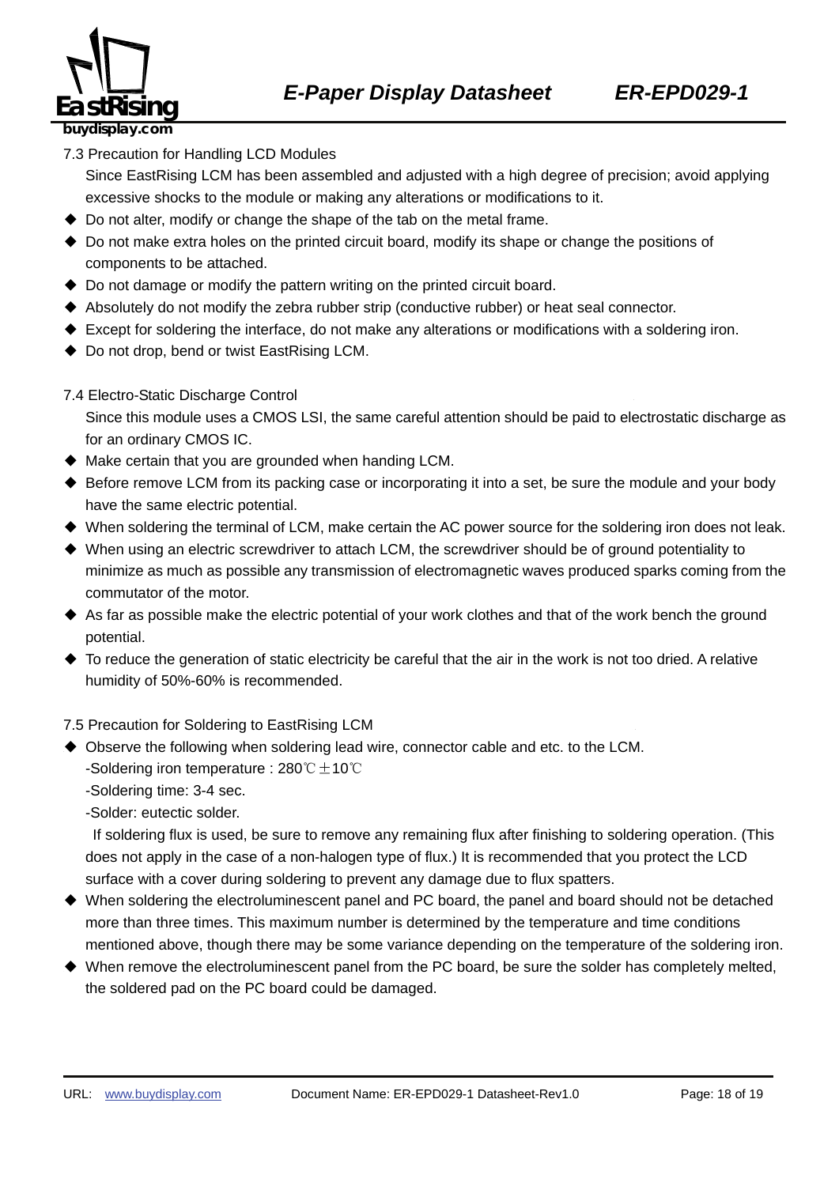### 7.3 Precaution for Handling LCD Modules

Since EastRising LCM has been assembled and adjusted with a high degree of precision; avoid applying excessive shocks to the module or making any alterations or modifications to it.

- ◆ Do not alter, modify or change the shape of the tab on the metal frame.
- ◆ Do not make extra holes on the printed circuit board, modify its shape or change the positions of components to be attached.
- ◆ Do not damage or modify the pattern writing on the printed circuit board.
- ◆ Absolutely do not modify the zebra rubber strip (conductive rubber) or heat seal connector.
- ◆ Except for soldering the interface, do not make any alterations or modifications with a soldering iron.
- ◆ Do not drop, bend or twist EastRising LCM.

### 7.4 Electro-Static Discharge Control

Since this module uses a CMOS LSI, the same careful attention should be paid to electrostatic discharge as for an ordinary CMOS IC.

- ◆ Make certain that you are grounded when handing LCM.
- ◆ Before remove LCM from its packing case or incorporating it into a set, be sure the module and your body have the same electric potential.
- ◆ When soldering the terminal of LCM, make certain the AC power source for the soldering iron does not leak.
- ◆ When using an electric screwdriver to attach LCM, the screwdriver should be of ground potentiality to minimize as much as possible any transmission of electromagnetic waves produced sparks coming from the commutator of the motor.
- ◆ As far as possible make the electric potential of your work clothes and that of the work bench the ground potential.
- ◆ To reduce the generation of static electricity be careful that the air in the work is not too dried. A relative humidity of 50%-60% is recommended.

### 7.5 Precaution for Soldering to EastRising LCM

- ◆ Observe the following when soldering lead wire, connector cable and etc. to the LCM.

  -Soldering iron temperature : 280℃±10℃

  -Soldering time: 3-4 sec.

  -Solder: eutectic solder.

  If soldering flux is used, be sure to remove any remaining flux after finishing to soldering operation. (This does not apply in the case of a non-halogen type of flux.) It is recommended that you protect the LCD surface with a cover during soldering to prevent any damage due to flux spatters.
- ◆ When soldering the electroluminescent panel and PC board, the panel and board should not be detached more than three times. This maximum number is determined by the temperature and time conditions mentioned above, though there may be some variance depending on the temperature of the soldering iron.
- ◆ When remove the electroluminescent panel from the PC board, be sure the solder has completely melted, the soldered pad on the PC board could be damaged.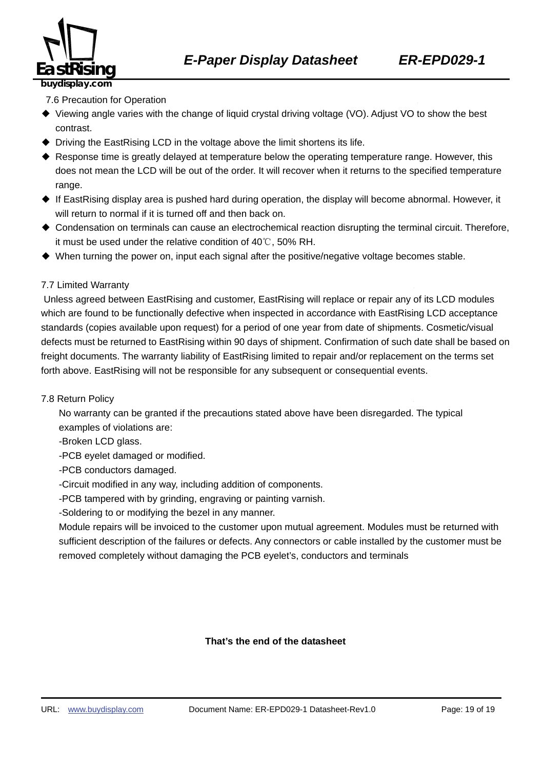7.6 Precaution for Operation

- ◆ Viewing angle varies with the change of liquid crystal driving voltage (VO). Adjust VO to show the best contrast.
- ◆ Driving the EastRising LCD in the voltage above the limit shortens its life.
- ◆ Response time is greatly delayed at temperature below the operating temperature range. However, this does not mean the LCD will be out of the order. It will recover when it returns to the specified temperature range.
- ◆ If EastRising display area is pushed hard during operation, the display will become abnormal. However, it will return to normal if it is turned off and then back on.
- ◆ Condensation on terminals can cause an electrochemical reaction disrupting the terminal circuit. Therefore, it must be used under the relative condition of 40℃, 50% RH.
- ◆ When turning the power on, input each signal after the positive/negative voltage becomes stable.

7.7 Limited Warranty

Unless agreed between EastRising and customer, EastRising will replace or repair any of its LCD modules which are found to be functionally defective when inspected in accordance with EastRising LCD acceptance standards (copies available upon request) for a period of one year from date of shipments. Cosmetic/visual defects must be returned to EastRising within 90 days of shipment. Confirmation of such date shall be based on freight documents. The warranty liability of EastRising limited to repair and/or replacement on the terms set forth above. EastRising will not be responsible for any subsequent or consequential events.

7.8 Return Policy

No warranty can be granted if the precautions stated above have been disregarded. The typical examples of violations are:

-Broken LCD glass.

-PCB eyelet damaged or modified.

-PCB conductors damaged.

-Circuit modified in any way, including addition of components.

-PCB tampered with by grinding, engraving or painting varnish.

-Soldering to or modifying the bezel in any manner.

Module repairs will be invoiced to the customer upon mutual agreement. Modules must be returned with sufficient description of the failures or defects. Any connectors or cable installed by the customer must be removed completely without damaging the PCB eyelet's, conductors and terminals

**That's the end of the datasheet**